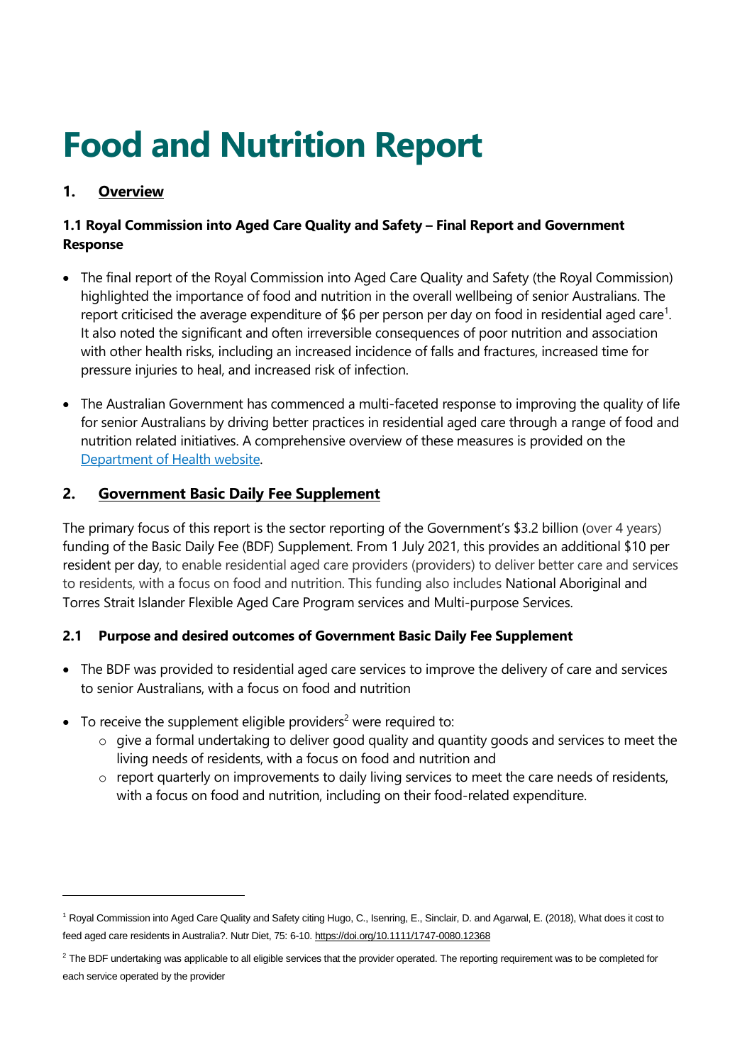# Food and Nutrition Report

## 1. Overview

### 1.1 Royal Commission into Aged Care Quality and Safety – Final Report and Government Response

- The final report of the Royal Commission into Aged Care Quality and Safety (the Royal Commission) highlighted the importance of food and nutrition in the overall wellbeing of senior Australians. The report criticised the average expenditure of $6 per person per day on food in residential aged care[1]. It also noted the significant and often irreversible consequences of poor nutrition and association with other health risks, including an increased incidence of falls and fractures, increased time for pressure injuries to heal, and increased risk of infection.

- The Australian Government has commenced a multi-faceted response to improving the quality of life for senior Australians by driving better practices in residential aged care through a range of food and nutrition related initiatives. A comprehensive overview of these measures is provided on the Department of Health website.

## 2. Government Basic Daily Fee Supplement

The primary focus of this report is the sector reporting of the Government's $3.2 billion (over 4 years) funding of the Basic Daily Fee (BDF) Supplement. From 1 July 2021, this provides an additional $10 per resident per day, to enable residential aged care providers (providers) to deliver better care and services to residents, with a focus on food and nutrition. This funding also includes National Aboriginal and Torres Strait Islander Flexible Aged Care Program services and Multi-purpose Services.

### 2.1 Purpose and desired outcomes of Government Basic Daily Fee Supplement

- The BDF was provided to residential aged care services to improve the delivery of care and services to senior Australians, with a focus on food and nutrition
- To receive the supplement eligible providers[2] were required to:
  - give a formal undertaking to deliver good quality and quantity goods and services to meet the living needs of residents, with a focus on food and nutrition and
  - report quarterly on improvements to daily living services to meet the care needs of residents, with a focus on food and nutrition, including on their food-related expenditure.

---

[1] Royal Commission into Aged Care Quality and Safety citing Hugo, C., Isenring, E., Sinclair, D. and Agarwal, E. (2018), What does it cost to feed aged care residents in Australia?. Nutr Diet, 75: 6-10. https://doi.org/10.1111/1747-0080.12368

[2] The BDF undertaking was applicable to all eligible services that the provider operated. The reporting requirement was to be completed for each service operated by the provider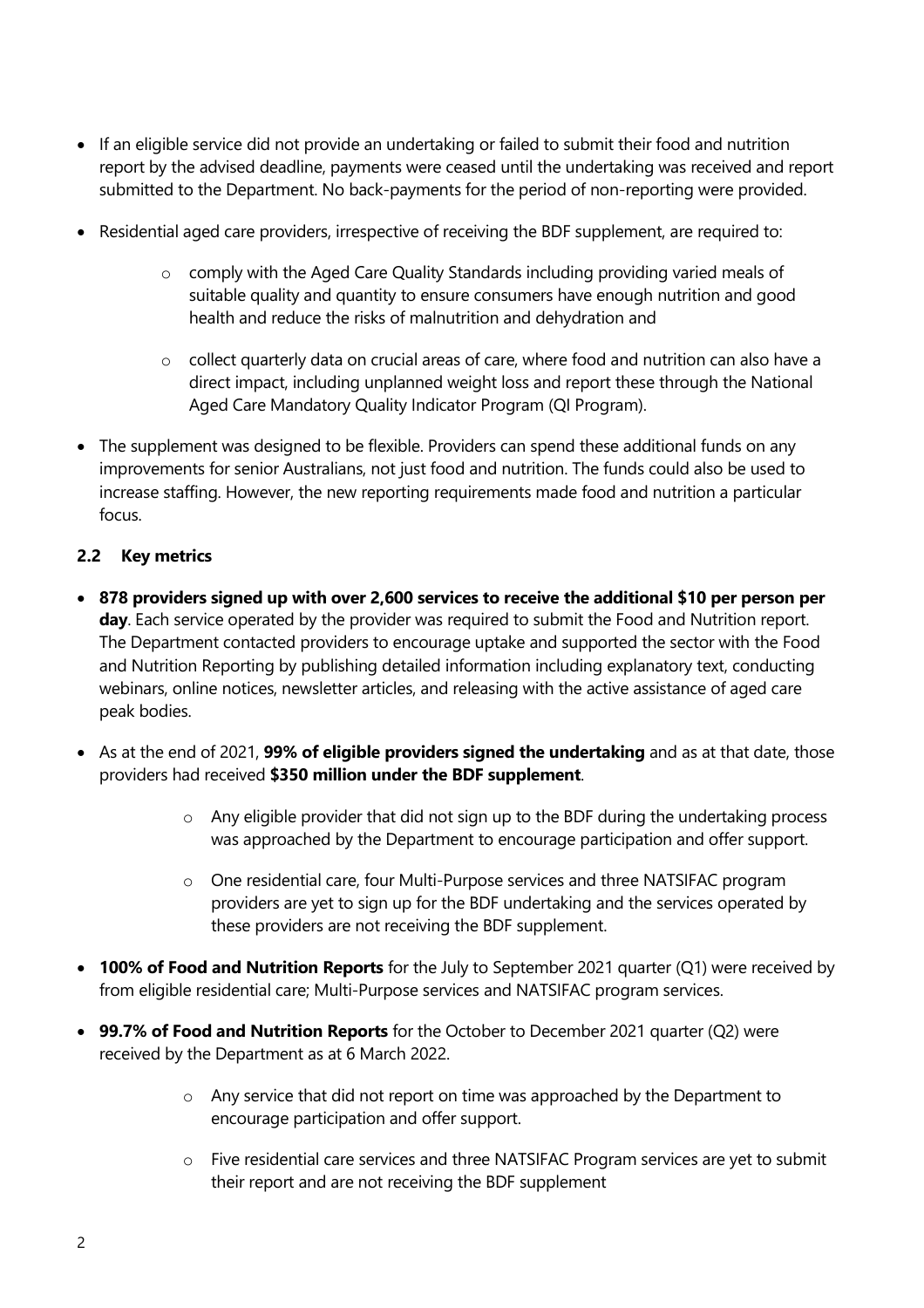- If an eligible service did not provide an undertaking or failed to submit their food and nutrition report by the advised deadline, payments were ceased until the undertaking was received and report submitted to the Department. No back-payments for the period of non-reporting were provided.
- Residential aged care providers, irrespective of receiving the BDF supplement, are required to:
  - comply with the Aged Care Quality Standards including providing varied meals of suitable quality and quantity to ensure consumers have enough nutrition and good health and reduce the risks of malnutrition and dehydration and
  - collect quarterly data on crucial areas of care, where food and nutrition can also have a direct impact, including unplanned weight loss and report these through the National Aged Care Mandatory Quality Indicator Program (QI Program).
- The supplement was designed to be flexible. Providers can spend these additional funds on any improvements for senior Australians, not just food and nutrition. The funds could also be used to increase staffing. However, the new reporting requirements made food and nutrition a particular focus.

### 2.2 Key metrics

- **878 providers signed up with over 2,600 services to receive the additional $10 per person per day**. Each service operated by the provider was required to submit the Food and Nutrition report. The Department contacted providers to encourage uptake and supported the sector with the Food and Nutrition Reporting by publishing detailed information including explanatory text, conducting webinars, online notices, newsletter articles, and releasing with the active assistance of aged care peak bodies.
- As at the end of 2021, **99% of eligible providers signed the undertaking** and as at that date, those providers had received **$350 million under the BDF supplement**.
  - Any eligible provider that did not sign up to the BDF during the undertaking process was approached by the Department to encourage participation and offer support.
  - One residential care, four Multi-Purpose services and three NATSIFAC program providers are yet to sign up for the BDF undertaking and the services operated by these providers are not receiving the BDF supplement.
- **100% of Food and Nutrition Reports** for the July to September 2021 quarter (Q1) were received by from eligible residential care; Multi-Purpose services and NATSIFAC program services.
- **99.7% of Food and Nutrition Reports** for the October to December 2021 quarter (Q2) were received by the Department as at 6 March 2022.
  - Any service that did not report on time was approached by the Department to encourage participation and offer support.
  - Five residential care services and three NATSIFAC Program services are yet to submit their report and are not receiving the BDF supplement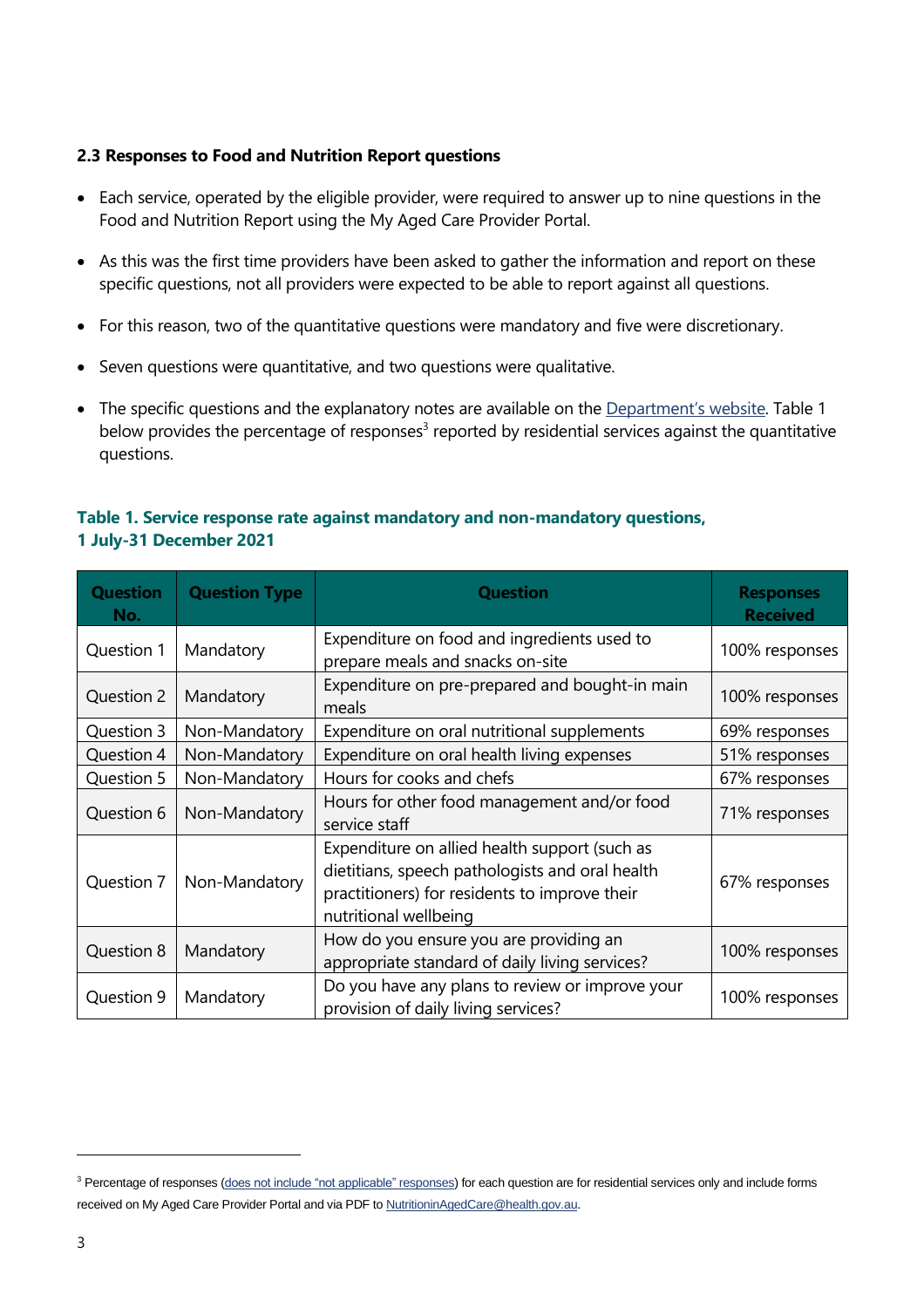### 2.3 Responses to Food and Nutrition Report questions

- Each service, operated by the eligible provider, were required to answer up to nine questions in the Food and Nutrition Report using the My Aged Care Provider Portal.
- As this was the first time providers have been asked to gather the information and report on these specific questions, not all providers were expected to be able to report against all questions.
- For this reason, two of the quantitative questions were mandatory and five were discretionary.
- Seven questions were quantitative, and two questions were qualitative.
- The specific questions and the explanatory notes are available on the [Department's website](). Table 1 below provides the percentage of responses[3] reported by residential services against the quantitative questions.

**Table 1. Service response rate against mandatory and non-mandatory questions, 1 July-31 December 2021**

| Question No. | Question Type | Question | Responses Received |
|---|---|---|---|
| Question 1 | Mandatory | Expenditure on food and ingredients used to prepare meals and snacks on-site | 100% responses |
| Question 2 | Mandatory | Expenditure on pre-prepared and bought-in main meals | 100% responses |
| Question 3 | Non-Mandatory | Expenditure on oral nutritional supplements | 69% responses |
| Question 4 | Non-Mandatory | Expenditure on oral health living expenses | 51% responses |
| Question 5 | Non-Mandatory | Hours for cooks and chefs | 67% responses |
| Question 6 | Non-Mandatory | Hours for other food management and/or food service staff | 71% responses |
| Question 7 | Non-Mandatory | Expenditure on allied health support (such as dietitians, speech pathologists and oral health practitioners) for residents to improve their nutritional wellbeing | 67% responses |
| Question 8 | Mandatory | How do you ensure you are providing an appropriate standard of daily living services? | 100% responses |
| Question 9 | Mandatory | Do you have any plans to review or improve your provision of daily living services? | 100% responses |

[3] Percentage of responses (does not include "not applicable" responses) for each question are for residential services only and include forms received on My Aged Care Provider Portal and via PDF to NutritioninAgedCare@health.gov.au.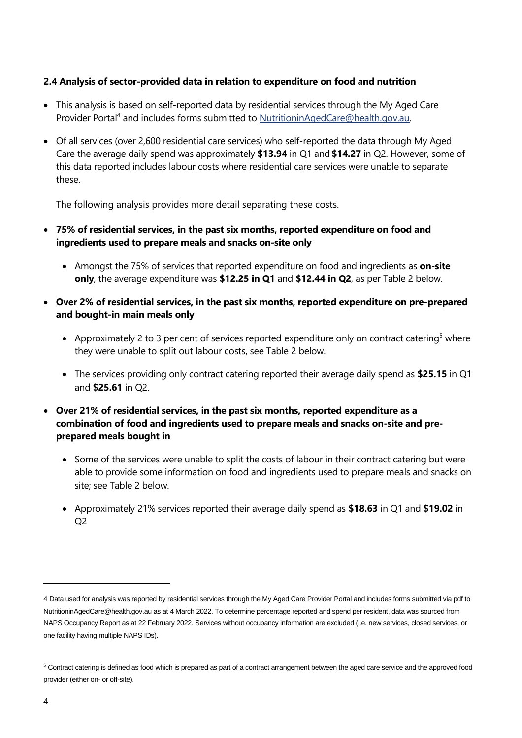### 2.4 Analysis of sector-provided data in relation to expenditure on food and nutrition

- This analysis is based on self-reported data by residential services through the My Aged Care Provider Portal[4] and includes forms submitted to NutritioninAgedCare@health.gov.au.
- Of all services (over 2,600 residential care services) who self-reported the data through My Aged Care the average daily spend was approximately **$13.94** in Q1 and **$14.27** in Q2. However, some of this data reported includes labour costs where residential care services were unable to separate these.

  The following analysis provides more detail separating these costs.

- **75% of residential services, in the past six months, reported expenditure on food and ingredients used to prepare meals and snacks on-site only**
  - Amongst the 75% of services that reported expenditure on food and ingredients as **on-site only**, the average expenditure was **$12.25 in Q1** and **$12.44 in Q2**, as per Table 2 below.
- **Over 2% of residential services, in the past six months, reported expenditure on pre-prepared and bought-in main meals only**
  - Approximately 2 to 3 per cent of services reported expenditure only on contract catering[5] where they were unable to split out labour costs, see Table 2 below.
  - The services providing only contract catering reported their average daily spend as **$25.15** in Q1 and **$25.61** in Q2.
- **Over 21% of residential services, in the past six months, reported expenditure as a combination of food and ingredients used to prepare meals and snacks on-site and pre-prepared meals bought in**
  - Some of the services were unable to split the costs of labour in their contract catering but were able to provide some information on food and ingredients used to prepare meals and snacks on site; see Table 2 below.
  - Approximately 21% services reported their average daily spend as **$18.63** in Q1 and **$19.02** in Q2

---

[4] Data used for analysis was reported by residential services through the My Aged Care Provider Portal and includes forms submitted via pdf to NutritioninAgedCare@health.gov.au as at 4 March 2022. To determine percentage reported and spend per resident, data was sourced from NAPS Occupancy Report as at 22 February 2022. Services without occupancy information are excluded (i.e. new services, closed services, or one facility having multiple NAPS IDs).

[5] Contract catering is defined as food which is prepared as part of a contract arrangement between the aged care service and the approved food provider (either on- or off-site).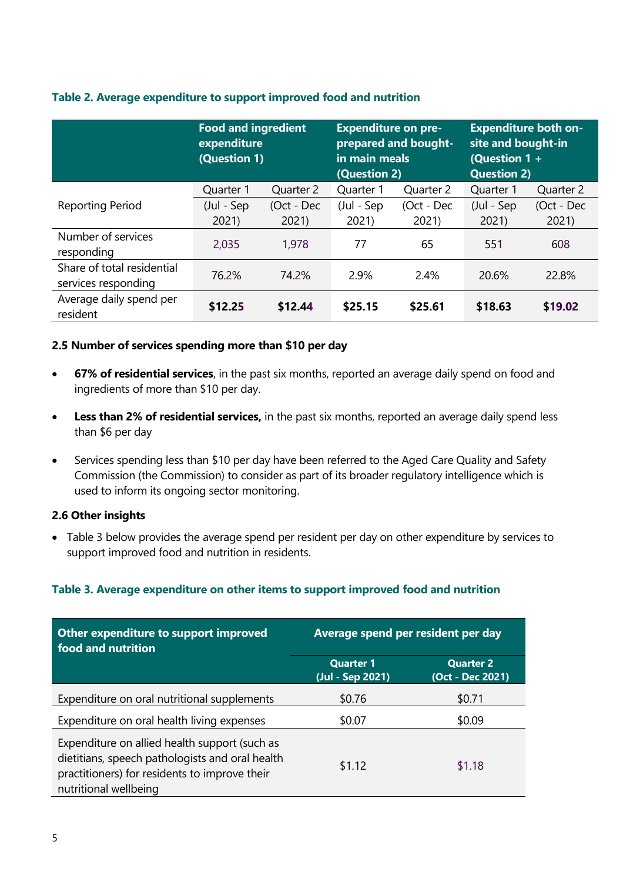**Table 2. Average expenditure to support improved food and nutrition**

| | Food and ingredient expenditure (Question 1) | | Expenditure on pre-prepared and bought-in main meals (Question 2) | | Expenditure both on-site and bought-in (Question 1 + Question 2) | |
|---|---|---|---|---|---|---|
| Reporting Period | Quarter 1 (Jul - Sep 2021) | Quarter 2 (Oct - Dec 2021) | Quarter 1 (Jul - Sep 2021) | Quarter 2 (Oct - Dec 2021) | Quarter 1 (Jul - Sep 2021) | Quarter 2 (Oct - Dec 2021) |
| Number of services responding | 2,035 | 1,978 | 77 | 65 | 551 | 608 |
| Share of total residential services responding | 76.2% | 74.2% | 2.9% | 2.4% | 20.6% | 22.8% |
| Average daily spend per resident | **$12.25** | **$12.44** | **$25.15** | **$25.61** | **$18.63** | **$19.02** |

### 2.5 Number of services spending more than $10 per day

- **67% of residential services**, in the past six months, reported an average daily spend on food and ingredients of more than $10 per day.
- **Less than 2% of residential services,** in the past six months, reported an average daily spend less than $6 per day
- Services spending less than $10 per day have been referred to the Aged Care Quality and Safety Commission (the Commission) to consider as part of its broader regulatory intelligence which is used to inform its ongoing sector monitoring.

### 2.6 Other insights

- Table 3 below provides the average spend per resident per day on other expenditure by services to support improved food and nutrition in residents.

**Table 3. Average expenditure on other items to support improved food and nutrition**

| Other expenditure to support improved food and nutrition | Average spend per resident per day | |
|---|---|---|
| | Quarter 1 (Jul - Sep 2021) | Quarter 2 (Oct - Dec 2021) |
| Expenditure on oral nutritional supplements | $0.76 | $0.71 |
| Expenditure on oral health living expenses | $0.07 | $0.09 |
| Expenditure on allied health support (such as dietitians, speech pathologists and oral health practitioners) for residents to improve their nutritional wellbeing | $1.12 | $1.18 |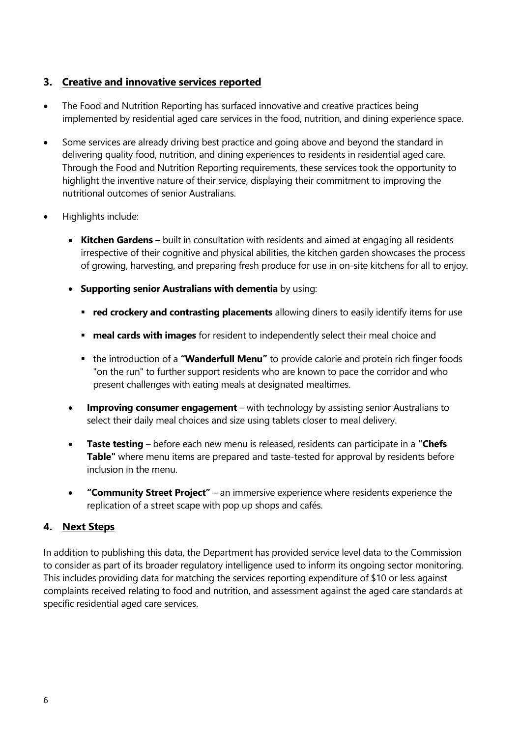## 3. Creative and innovative services reported

- The Food and Nutrition Reporting has surfaced innovative and creative practices being implemented by residential aged care services in the food, nutrition, and dining experience space.
- Some services are already driving best practice and going above and beyond the standard in delivering quality food, nutrition, and dining experiences to residents in residential aged care. Through the Food and Nutrition Reporting requirements, these services took the opportunity to highlight the inventive nature of their service, displaying their commitment to improving the nutritional outcomes of senior Australians.
- Highlights include:
  - **Kitchen Gardens** – built in consultation with residents and aimed at engaging all residents irrespective of their cognitive and physical abilities, the kitchen garden showcases the process of growing, harvesting, and preparing fresh produce for use in on-site kitchens for all to enjoy.
  - **Supporting senior Australians with dementia** by using:
    - **red crockery and contrasting placements** allowing diners to easily identify items for use
    - **meal cards with images** for resident to independently select their meal choice and
    - the introduction of a **"Wanderfull Menu"** to provide calorie and protein rich finger foods "on the run" to further support residents who are known to pace the corridor and who present challenges with eating meals at designated mealtimes.
  - **Improving consumer engagement** – with technology by assisting senior Australians to select their daily meal choices and size using tablets closer to meal delivery.
  - **Taste testing** – before each new menu is released, residents can participate in a **"Chefs Table"** where menu items are prepared and taste-tested for approval by residents before inclusion in the menu.
  - **"Community Street Project"** – an immersive experience where residents experience the replication of a street scape with pop up shops and cafés.

## 4. Next Steps

In addition to publishing this data, the Department has provided service level data to the Commission to consider as part of its broader regulatory intelligence used to inform its ongoing sector monitoring. This includes providing data for matching the services reporting expenditure of $10 or less against complaints received relating to food and nutrition, and assessment against the aged care standards at specific residential aged care services.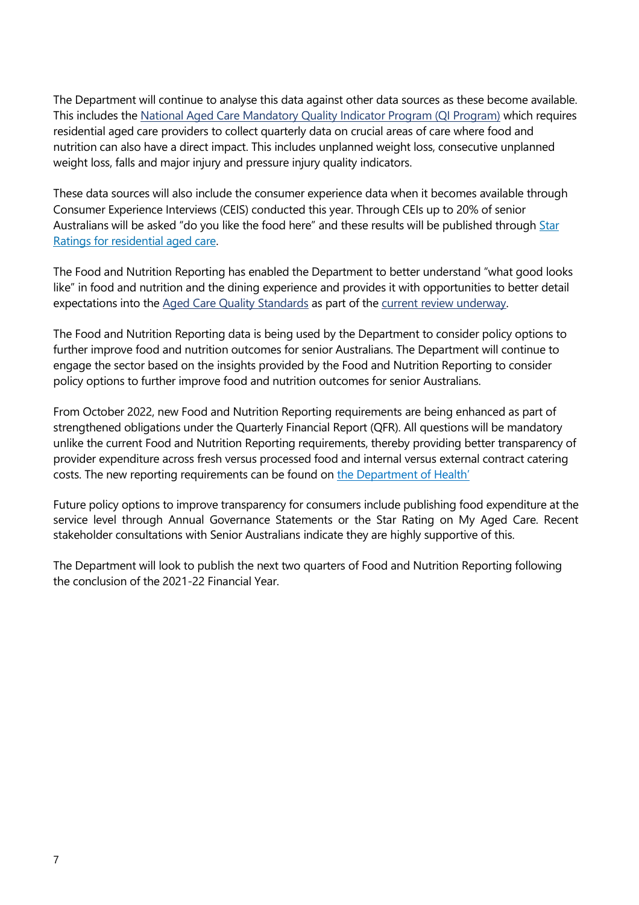The Department will continue to analyse this data against other data sources as these become available. This includes the National Aged Care Mandatory Quality Indicator Program (QI Program) which requires residential aged care providers to collect quarterly data on crucial areas of care where food and nutrition can also have a direct impact. This includes unplanned weight loss, consecutive unplanned weight loss, falls and major injury and pressure injury quality indicators.

These data sources will also include the consumer experience data when it becomes available through Consumer Experience Interviews (CEIS) conducted this year. Through CEIs up to 20% of senior Australians will be asked "do you like the food here" and these results will be published through Star Ratings for residential aged care.

The Food and Nutrition Reporting has enabled the Department to better understand "what good looks like" in food and nutrition and the dining experience and provides it with opportunities to better detail expectations into the Aged Care Quality Standards as part of the current review underway.

The Food and Nutrition Reporting data is being used by the Department to consider policy options to further improve food and nutrition outcomes for senior Australians. The Department will continue to engage the sector based on the insights provided by the Food and Nutrition Reporting to consider policy options to further improve food and nutrition outcomes for senior Australians.

From October 2022, new Food and Nutrition Reporting requirements are being enhanced as part of strengthened obligations under the Quarterly Financial Report (QFR). All questions will be mandatory unlike the current Food and Nutrition Reporting requirements, thereby providing better transparency of provider expenditure across fresh versus processed food and internal versus external contract catering costs. The new reporting requirements can be found on the Department of Health'

Future policy options to improve transparency for consumers include publishing food expenditure at the service level through Annual Governance Statements or the Star Rating on My Aged Care. Recent stakeholder consultations with Senior Australians indicate they are highly supportive of this.

The Department will look to publish the next two quarters of Food and Nutrition Reporting following the conclusion of the 2021-22 Financial Year.